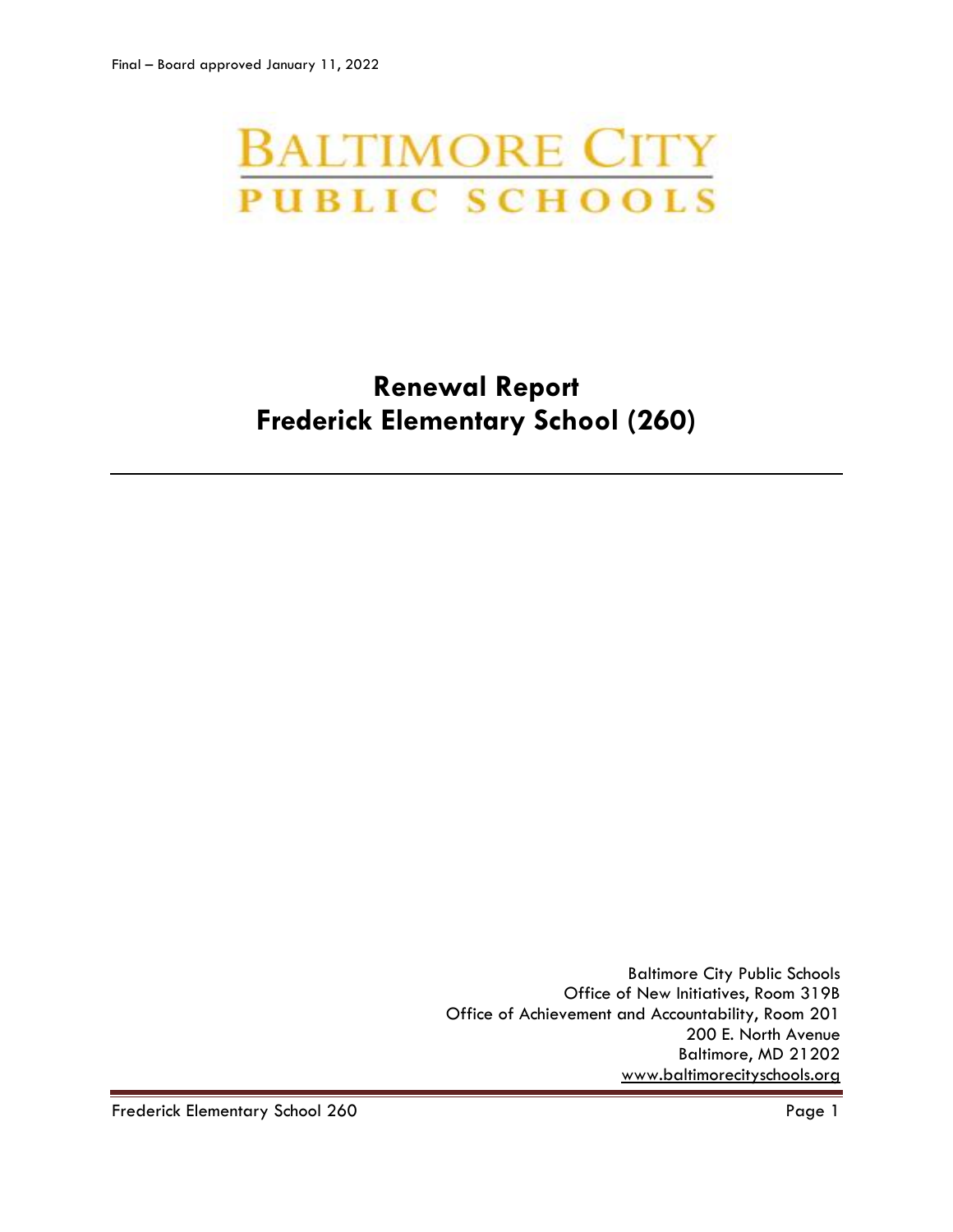Final – Board approved January 11, 2022

BALTIMORE CITY
PUBLIC SCHOOLS

# Renewal Report
# Frederick Elementary School (260)

---

Baltimore City Public Schools
Office of New Initiatives, Room 319B
Office of Achievement and Accountability, Room 201
200 E. North Avenue
Baltimore, MD 21202
www.baltimorecityschools.org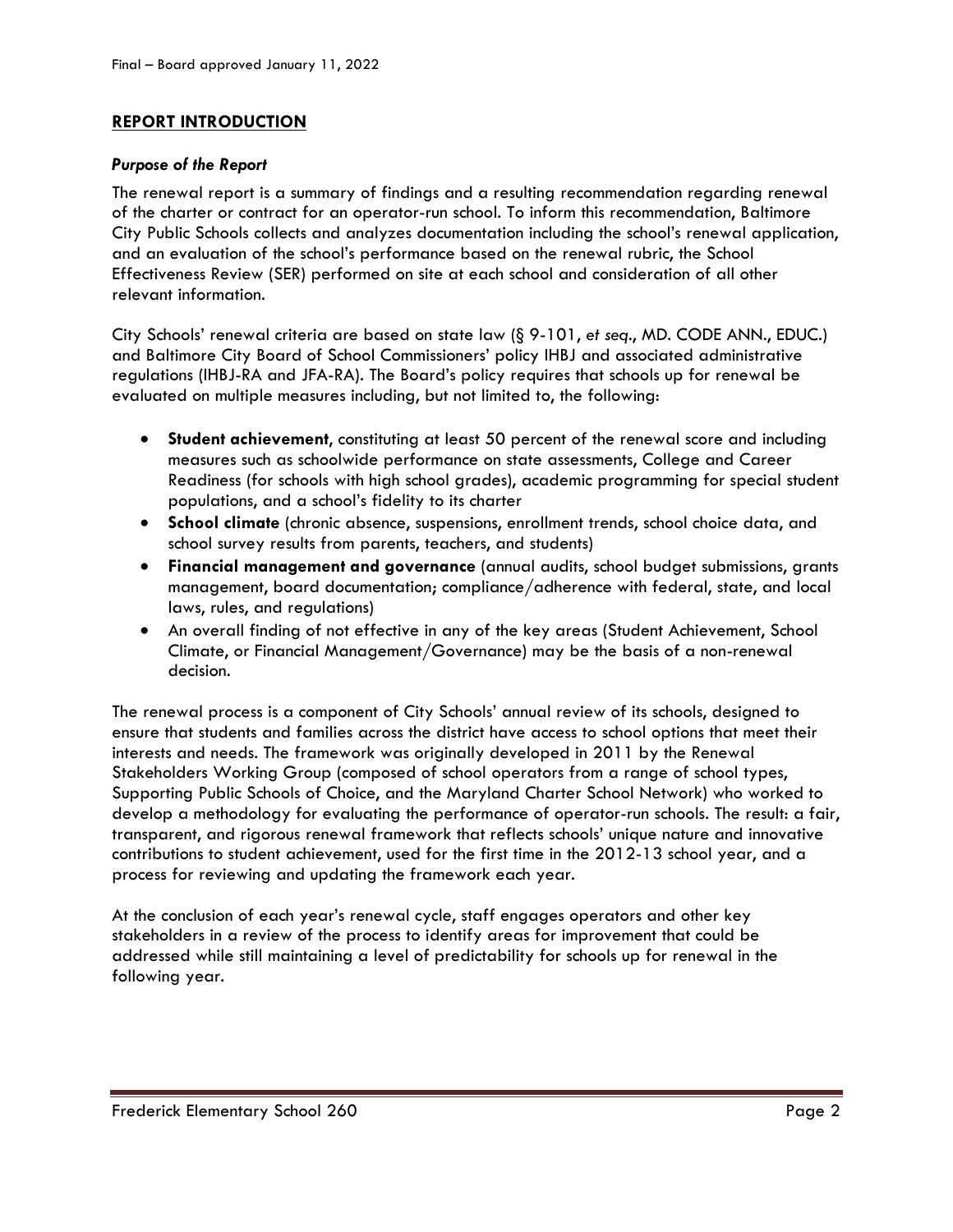## REPORT INTRODUCTION

### *Purpose of the Report*

The renewal report is a summary of findings and a resulting recommendation regarding renewal of the charter or contract for an operator-run school. To inform this recommendation, Baltimore City Public Schools collects and analyzes documentation including the school's renewal application, and an evaluation of the school's performance based on the renewal rubric, the School Effectiveness Review (SER) performed on site at each school and consideration of all other relevant information.

City Schools' renewal criteria are based on state law (§ 9-101, *et seq.*, MD. CODE ANN., EDUC.) and Baltimore City Board of School Commissioners' policy IHBJ and associated administrative regulations (IHBJ-RA and JFA-RA). The Board's policy requires that schools up for renewal be evaluated on multiple measures including, but not limited to, the following:

- **Student achievement**, constituting at least 50 percent of the renewal score and including measures such as schoolwide performance on state assessments, College and Career Readiness (for schools with high school grades), academic programming for special student populations, and a school's fidelity to its charter
- **School climate** (chronic absence, suspensions, enrollment trends, school choice data, and school survey results from parents, teachers, and students)
- **Financial management and governance** (annual audits, school budget submissions, grants management, board documentation; compliance/adherence with federal, state, and local laws, rules, and regulations)
- An overall finding of not effective in any of the key areas (Student Achievement, School Climate, or Financial Management/Governance) may be the basis of a non-renewal decision.

The renewal process is a component of City Schools' annual review of its schools, designed to ensure that students and families across the district have access to school options that meet their interests and needs. The framework was originally developed in 2011 by the Renewal Stakeholders Working Group (composed of school operators from a range of school types, Supporting Public Schools of Choice, and the Maryland Charter School Network) who worked to develop a methodology for evaluating the performance of operator-run schools. The result: a fair, transparent, and rigorous renewal framework that reflects schools' unique nature and innovative contributions to student achievement, used for the first time in the 2012-13 school year, and a process for reviewing and updating the framework each year.

At the conclusion of each year's renewal cycle, staff engages operators and other key stakeholders in a review of the process to identify areas for improvement that could be addressed while still maintaining a level of predictability for schools up for renewal in the following year.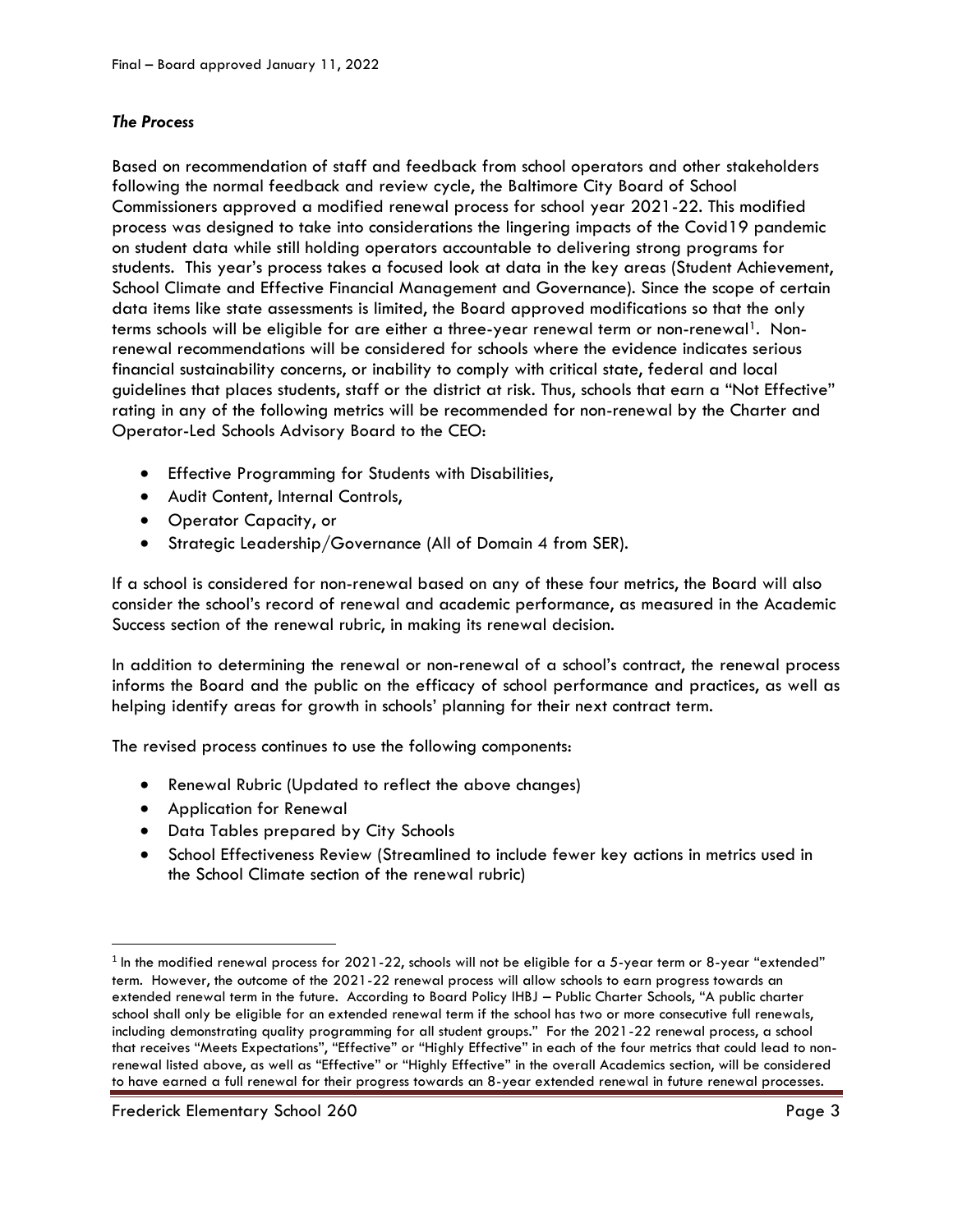### *The Process*

Based on recommendation of staff and feedback from school operators and other stakeholders following the normal feedback and review cycle, the Baltimore City Board of School Commissioners approved a modified renewal process for school year 2021-22. This modified process was designed to take into considerations the lingering impacts of the Covid19 pandemic on student data while still holding operators accountable to delivering strong programs for students. This year's process takes a focused look at data in the key areas (Student Achievement, School Climate and Effective Financial Management and Governance). Since the scope of certain data items like state assessments is limited, the Board approved modifications so that the only terms schools will be eligible for are either a three-year renewal term or non-renewal[1]. Non-renewal recommendations will be considered for schools where the evidence indicates serious financial sustainability concerns, or inability to comply with critical state, federal and local guidelines that places students, staff or the district at risk. Thus, schools that earn a "Not Effective" rating in any of the following metrics will be recommended for non-renewal by the Charter and Operator-Led Schools Advisory Board to the CEO:

- Effective Programming for Students with Disabilities,
- Audit Content, Internal Controls,
- Operator Capacity, or
- Strategic Leadership/Governance (All of Domain 4 from SER).

If a school is considered for non-renewal based on any of these four metrics, the Board will also consider the school's record of renewal and academic performance, as measured in the Academic Success section of the renewal rubric, in making its renewal decision.

In addition to determining the renewal or non-renewal of a school's contract, the renewal process informs the Board and the public on the efficacy of school performance and practices, as well as helping identify areas for growth in schools' planning for their next contract term.

The revised process continues to use the following components:

- Renewal Rubric (Updated to reflect the above changes)
- Application for Renewal
- Data Tables prepared by City Schools
- School Effectiveness Review (Streamlined to include fewer key actions in metrics used in the School Climate section of the renewal rubric)

---

[1] In the modified renewal process for 2021-22, schools will not be eligible for a 5-year term or 8-year "extended" term. However, the outcome of the 2021-22 renewal process will allow schools to earn progress towards an extended renewal term in the future. According to Board Policy IHBJ – Public Charter Schools, "A public charter school shall only be eligible for an extended renewal term if the school has two or more consecutive full renewals, including demonstrating quality programming for all student groups." For the 2021-22 renewal process, a school that receives "Meets Expectations", "Effective" or "Highly Effective" in each of the four metrics that could lead to non-renewal listed above, as well as "Effective" or "Highly Effective" in the overall Academics section, will be considered to have earned a full renewal for their progress towards an 8-year extended renewal in future renewal processes.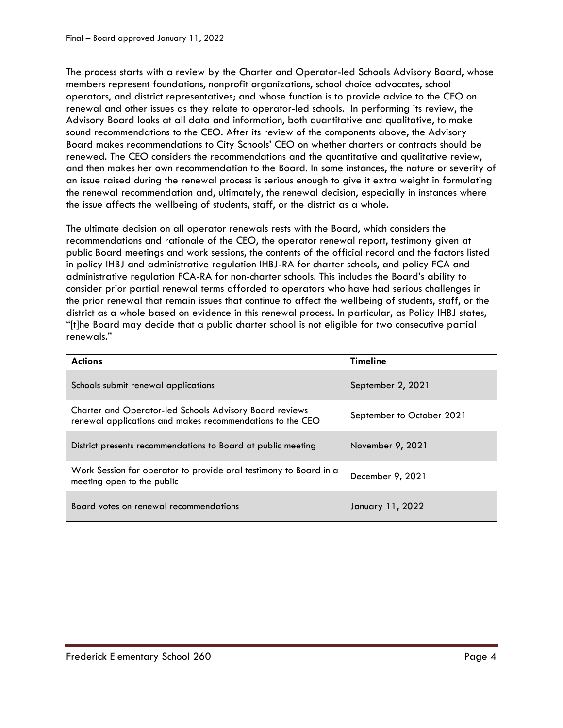The process starts with a review by the Charter and Operator-led Schools Advisory Board, whose members represent foundations, nonprofit organizations, school choice advocates, school operators, and district representatives; and whose function is to provide advice to the CEO on renewal and other issues as they relate to operator-led schools. In performing its review, the Advisory Board looks at all data and information, both quantitative and qualitative, to make sound recommendations to the CEO. After its review of the components above, the Advisory Board makes recommendations to City Schools' CEO on whether charters or contracts should be renewed. The CEO considers the recommendations and the quantitative and qualitative review, and then makes her own recommendation to the Board. In some instances, the nature or severity of an issue raised during the renewal process is serious enough to give it extra weight in formulating the renewal recommendation and, ultimately, the renewal decision, especially in instances where the issue affects the wellbeing of students, staff, or the district as a whole.

The ultimate decision on all operator renewals rests with the Board, which considers the recommendations and rationale of the CEO, the operator renewal report, testimony given at public Board meetings and work sessions, the contents of the official record and the factors listed in policy IHBJ and administrative regulation IHBJ-RA for charter schools, and policy FCA and administrative regulation FCA-RA for non-charter schools. This includes the Board's ability to consider prior partial renewal terms afforded to operators who have had serious challenges in the prior renewal that remain issues that continue to affect the wellbeing of students, staff, or the district as a whole based on evidence in this renewal process. In particular, as Policy IHBJ states, "[t]he Board may decide that a public charter school is not eligible for two consecutive partial renewals."

| Actions | Timeline |
|---|---|
| Schools submit renewal applications | September 2, 2021 |
| Charter and Operator-led Schools Advisory Board reviews renewal applications and makes recommendations to the CEO | September to October 2021 |
| District presents recommendations to Board at public meeting | November 9, 2021 |
| Work Session for operator to provide oral testimony to Board in a meeting open to the public | December 9, 2021 |
| Board votes on renewal recommendations | January 11, 2022 |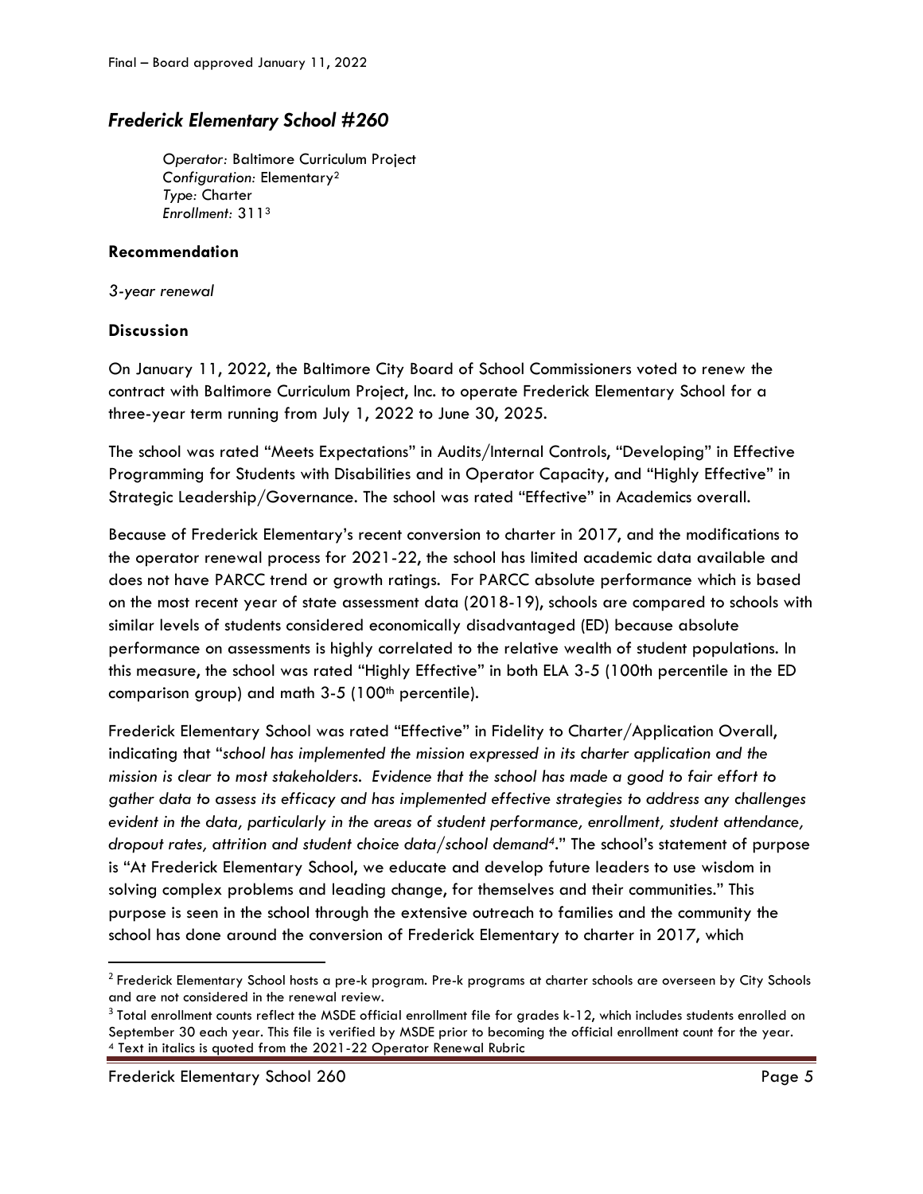Final – Board approved January 11, 2022

## *Frederick Elementary School #260*

*Operator:* Baltimore Curriculum Project
*Configuration:* Elementary[2]
*Type:* Charter
*Enrollment:* 311[3]

### Recommendation

*3-year renewal*

### Discussion

On January 11, 2022, the Baltimore City Board of School Commissioners voted to renew the contract with Baltimore Curriculum Project, Inc. to operate Frederick Elementary School for a three-year term running from July 1, 2022 to June 30, 2025.

The school was rated "Meets Expectations" in Audits/Internal Controls, "Developing" in Effective Programming for Students with Disabilities and in Operator Capacity, and "Highly Effective" in Strategic Leadership/Governance. The school was rated "Effective" in Academics overall.

Because of Frederick Elementary's recent conversion to charter in 2017, and the modifications to the operator renewal process for 2021-22, the school has limited academic data available and does not have PARCC trend or growth ratings. For PARCC absolute performance which is based on the most recent year of state assessment data (2018-19), schools are compared to schools with similar levels of students considered economically disadvantaged (ED) because absolute performance on assessments is highly correlated to the relative wealth of student populations. In this measure, the school was rated "Highly Effective" in both ELA 3-5 (100th percentile in the ED comparison group) and math 3-5 (100th percentile).

Frederick Elementary School was rated "Effective" in Fidelity to Charter/Application Overall, indicating that "*school has implemented the mission expressed in its charter application and the mission is clear to most stakeholders. Evidence that the school has made a good to fair effort to gather data to assess its efficacy and has implemented effective strategies to address any challenges evident in the data, particularly in the areas of student performance, enrollment, student attendance, dropout rates, attrition and student choice data/school demand*[4]." The school's statement of purpose is "At Frederick Elementary School, we educate and develop future leaders to use wisdom in solving complex problems and leading change, for themselves and their communities." This purpose is seen in the school through the extensive outreach to families and the community the school has done around the conversion of Frederick Elementary to charter in 2017, which

---

[2] Frederick Elementary School hosts a pre-k program. Pre-k programs at charter schools are overseen by City Schools and are not considered in the renewal review.

[3] Total enrollment counts reflect the MSDE official enrollment file for grades k-12, which includes students enrolled on September 30 each year. This file is verified by MSDE prior to becoming the official enrollment count for the year.

[4] Text in italics is quoted from the 2021-22 Operator Renewal Rubric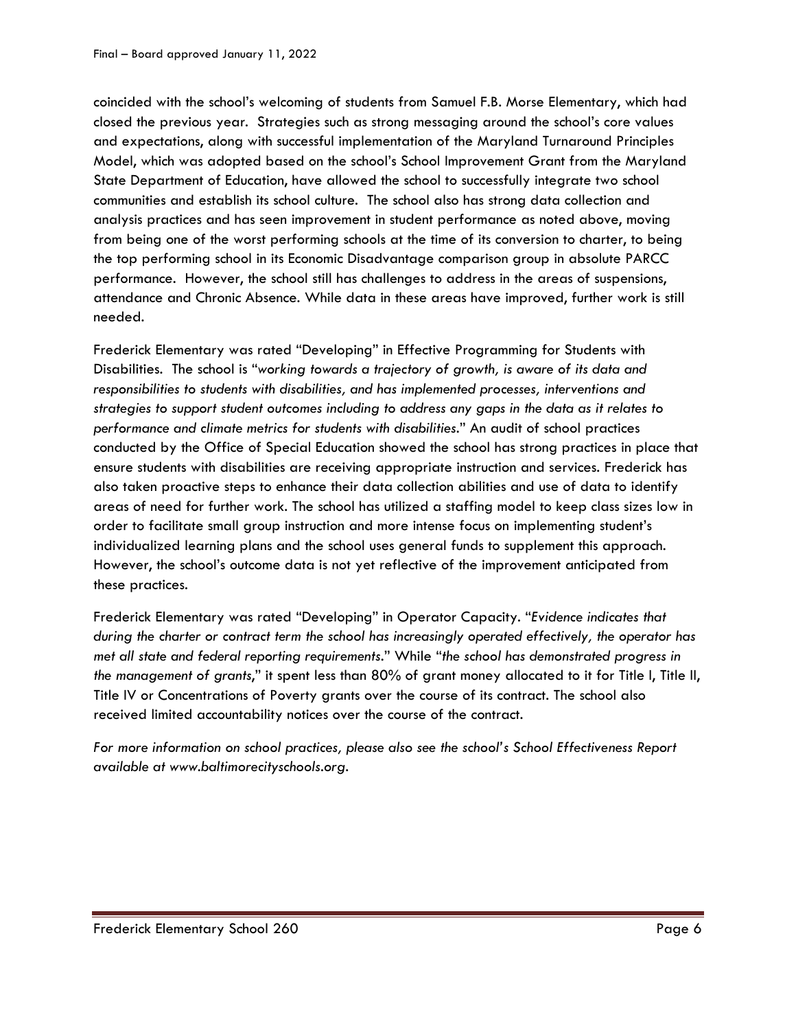coincided with the school's welcoming of students from Samuel F.B. Morse Elementary, which had closed the previous year. Strategies such as strong messaging around the school's core values and expectations, along with successful implementation of the Maryland Turnaround Principles Model, which was adopted based on the school's School Improvement Grant from the Maryland State Department of Education, have allowed the school to successfully integrate two school communities and establish its school culture. The school also has strong data collection and analysis practices and has seen improvement in student performance as noted above, moving from being one of the worst performing schools at the time of its conversion to charter, to being the top performing school in its Economic Disadvantage comparison group in absolute PARCC performance. However, the school still has challenges to address in the areas of suspensions, attendance and Chronic Absence. While data in these areas have improved, further work is still needed.

Frederick Elementary was rated "Developing" in Effective Programming for Students with Disabilities. The school is "*working towards a trajectory of growth, is aware of its data and responsibilities to students with disabilities, and has implemented processes, interventions and strategies to support student outcomes including to address any gaps in the data as it relates to performance and climate metrics for students with disabilities*." An audit of school practices conducted by the Office of Special Education showed the school has strong practices in place that ensure students with disabilities are receiving appropriate instruction and services. Frederick has also taken proactive steps to enhance their data collection abilities and use of data to identify areas of need for further work. The school has utilized a staffing model to keep class sizes low in order to facilitate small group instruction and more intense focus on implementing student's individualized learning plans and the school uses general funds to supplement this approach. However, the school's outcome data is not yet reflective of the improvement anticipated from these practices.

Frederick Elementary was rated "Developing" in Operator Capacity. "*Evidence indicates that during the charter or contract term the school has increasingly operated effectively, the operator has met all state and federal reporting requirements*." While "*the school has demonstrated progress in the management of grants*," it spent less than 80% of grant money allocated to it for Title I, Title II, Title IV or Concentrations of Poverty grants over the course of its contract. The school also received limited accountability notices over the course of the contract.

*For more information on school practices, please also see the school's School Effectiveness Report available at www.baltimorecityschools.org.*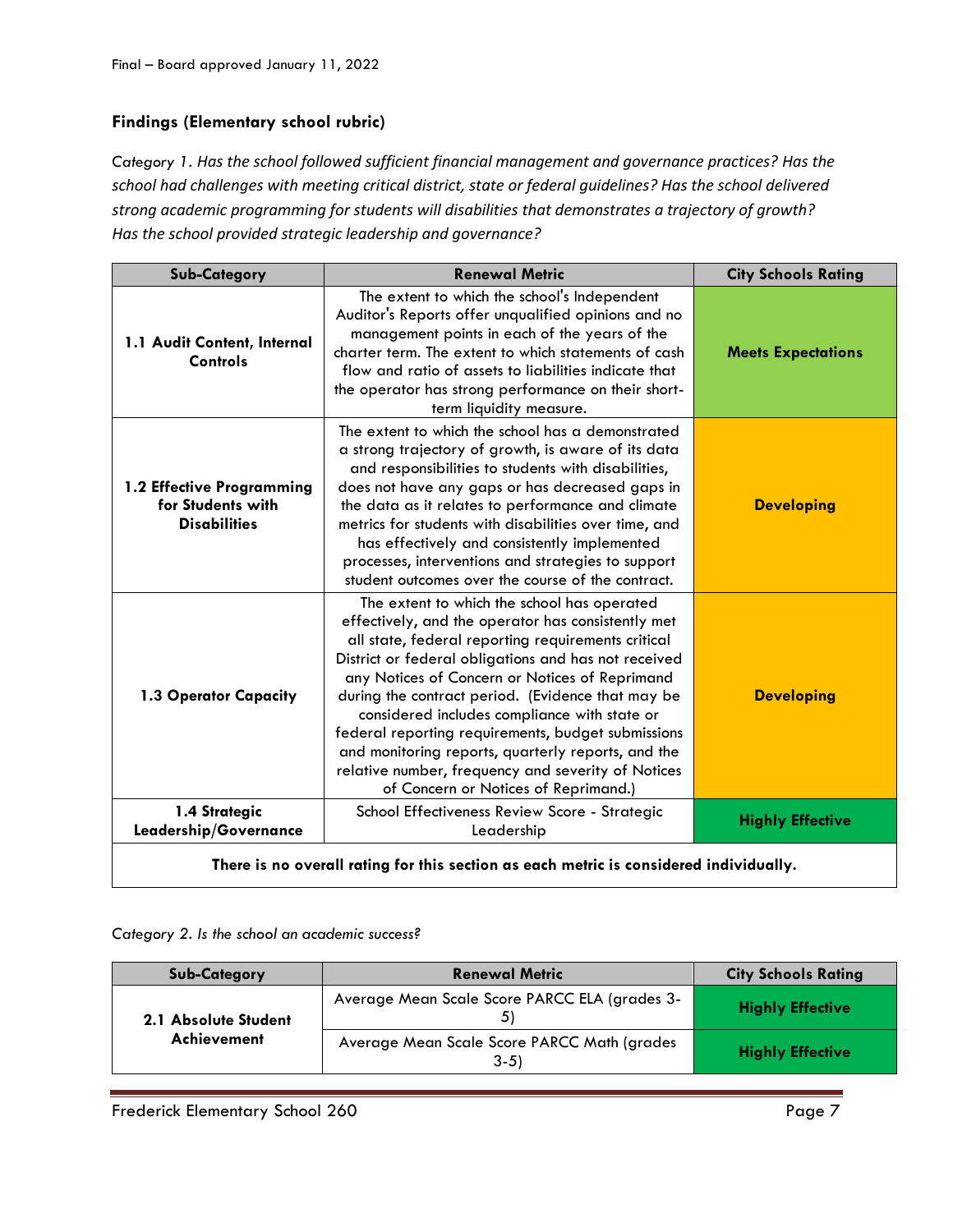## Findings (Elementary school rubric)

*Category 1. Has the school followed sufficient financial management and governance practices? Has the school had challenges with meeting critical district, state or federal guidelines? Has the school delivered strong academic programming for students will disabilities that demonstrates a trajectory of growth? Has the school provided strategic leadership and governance?*

| Sub-Category | Renewal Metric | City Schools Rating |
|---|---|---|
| **1.1 Audit Content, Internal Controls** | The extent to which the school's Independent Auditor's Reports offer unqualified opinions and no management points in each of the years of the charter term. The extent to which statements of cash flow and ratio of assets to liabilities indicate that the operator has strong performance on their short-term liquidity measure. | **Meets Expectations** |
| **1.2 Effective Programming for Students with Disabilities** | The extent to which the school has a demonstrated a strong trajectory of growth, is aware of its data and responsibilities to students with disabilities, does not have any gaps or has decreased gaps in the data as it relates to performance and climate metrics for students with disabilities over time, and has effectively and consistently implemented processes, interventions and strategies to support student outcomes over the course of the contract. | **Developing** |
| **1.3 Operator Capacity** | The extent to which the school has operated effectively, and the operator has consistently met all state, federal reporting requirements critical District or federal obligations and has not received any Notices of Concern or Notices of Reprimand during the contract period. (Evidence that may be considered includes compliance with state or federal reporting requirements, budget submissions and monitoring reports, quarterly reports, and the relative number, frequency and severity of Notices of Concern or Notices of Reprimand.) | **Developing** |
| **1.4 Strategic Leadership/Governance** | School Effectiveness Review Score - Strategic Leadership | **Highly Effective** |
| **There is no overall rating for this section as each metric is considered individually.** | | |

*Category 2. Is the school an academic success?*

| Sub-Category | Renewal Metric | City Schools Rating |
|---|---|---|
| **2.1 Absolute Student Achievement** | Average Mean Scale Score PARCC ELA (grades 3-5) | **Highly Effective** |
| | Average Mean Scale Score PARCC Math (grades 3-5) | **Highly Effective** |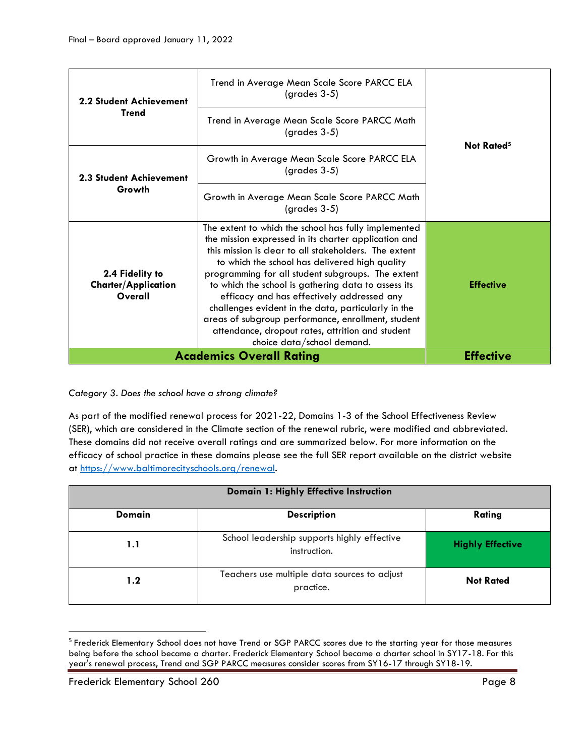| | | |
|---|---|---|
| **2.2 Student Achievement Trend** | Trend in Average Mean Scale Score PARCC ELA (grades 3-5) | **Not Rated**[5] |
| | Trend in Average Mean Scale Score PARCC Math (grades 3-5) | |
| **2.3 Student Achievement Growth** | Growth in Average Mean Scale Score PARCC ELA (grades 3-5) | |
| | Growth in Average Mean Scale Score PARCC Math (grades 3-5) | |
| **2.4 Fidelity to Charter/Application Overall** | The extent to which the school has fully implemented the mission expressed in its charter application and this mission is clear to all stakeholders. The extent to which the school has delivered high quality programming for all student subgroups. The extent to which the school is gathering data to assess its efficacy and has effectively addressed any challenges evident in the data, particularly in the areas of subgroup performance, enrollment, student attendance, dropout rates, attrition and student choice data/school demand. | **Effective** |
| **Academics Overall Rating** | | **Effective** |

*Category 3. Does the school have a strong climate?*

As part of the modified renewal process for 2021-22, Domains 1-3 of the School Effectiveness Review (SER), which are considered in the Climate section of the renewal rubric, were modified and abbreviated. These domains did not receive overall ratings and are summarized below. For more information on the efficacy of school practice in these domains please see the full SER report available on the district website at https://www.baltimorecityschools.org/renewal.

| **Domain 1: Highly Effective Instruction** | | |
|---|---|---|
| **Domain** | **Description** | **Rating** |
| **1.1** | School leadership supports highly effective instruction. | **Highly Effective** |
| **1.2** | Teachers use multiple data sources to adjust practice. | **Not Rated** |

[5] Frederick Elementary School does not have Trend or SGP PARCC scores due to the starting year for those measures being before the school became a charter. Frederick Elementary School became a charter school in SY17-18. For this year's renewal process, Trend and SGP PARCC measures consider scores from SY16-17 through SY18-19.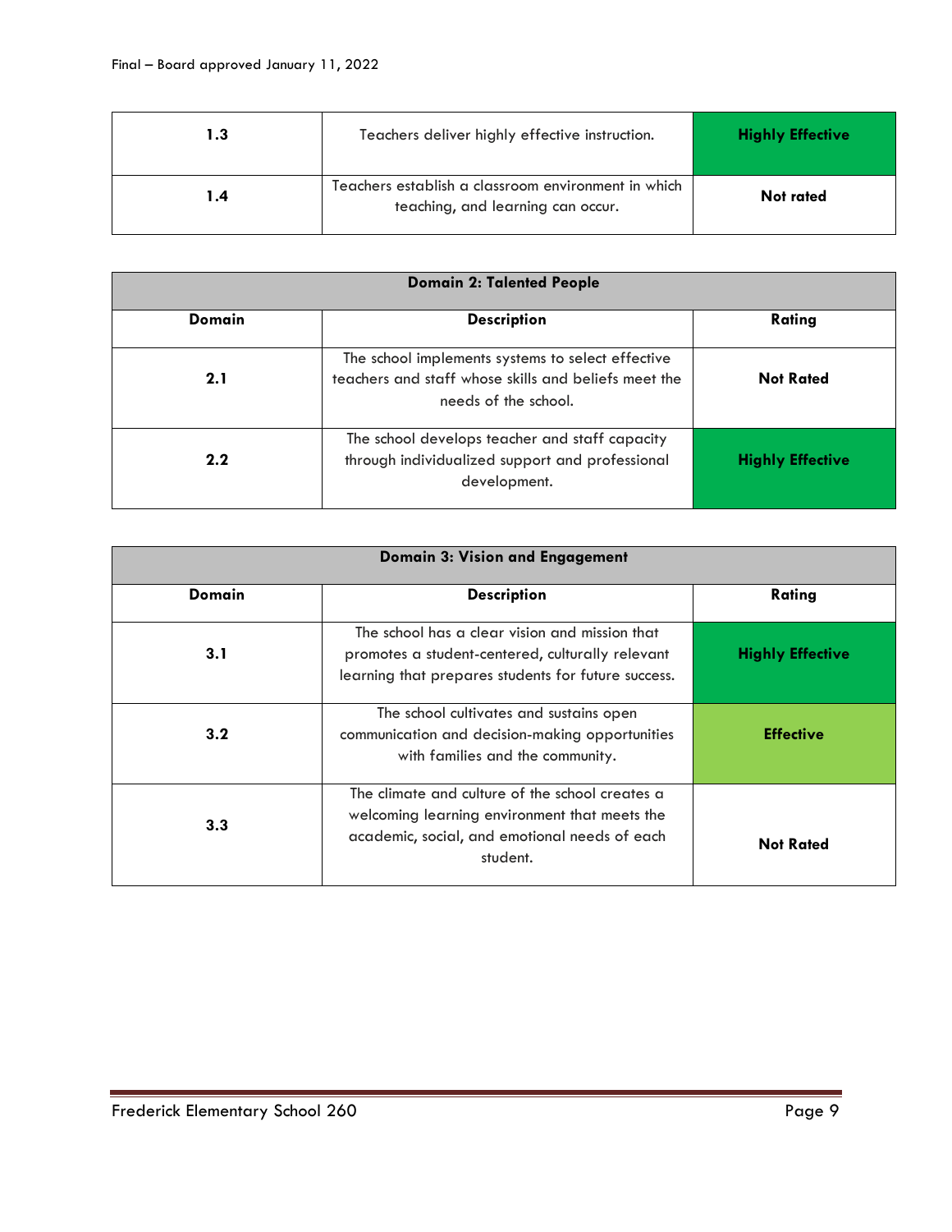| | | |
|---|---|---|
| **1.3** | Teachers deliver highly effective instruction. | **Highly Effective** |
| **1.4** | Teachers establish a classroom environment in which teaching, and learning can occur. | **Not rated** |

| **Domain 2: Talented People** | | |
|---|---|---|
| **Domain** | **Description** | **Rating** |
| **2.1** | The school implements systems to select effective teachers and staff whose skills and beliefs meet the needs of the school. | **Not Rated** |
| **2.2** | The school develops teacher and staff capacity through individualized support and professional development. | **Highly Effective** |

| **Domain 3: Vision and Engagement** | | |
|---|---|---|
| **Domain** | **Description** | **Rating** |
| **3.1** | The school has a clear vision and mission that promotes a student-centered, culturally relevant learning that prepares students for future success. | **Highly Effective** |
| **3.2** | The school cultivates and sustains open communication and decision-making opportunities with families and the community. | **Effective** |
| **3.3** | The climate and culture of the school creates a welcoming learning environment that meets the academic, social, and emotional needs of each student. | **Not Rated** |